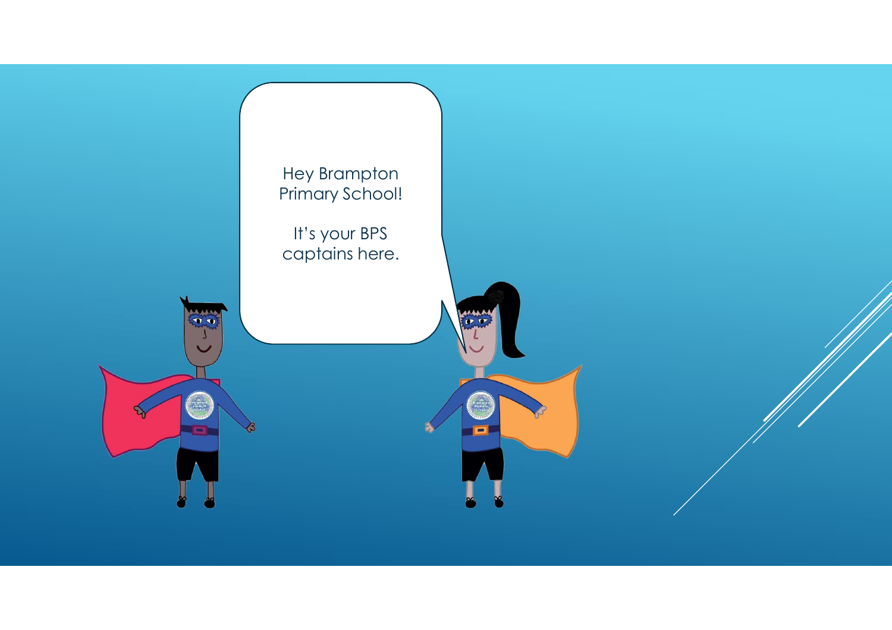Hey Brampton Primary School!

It's your BPS captains here.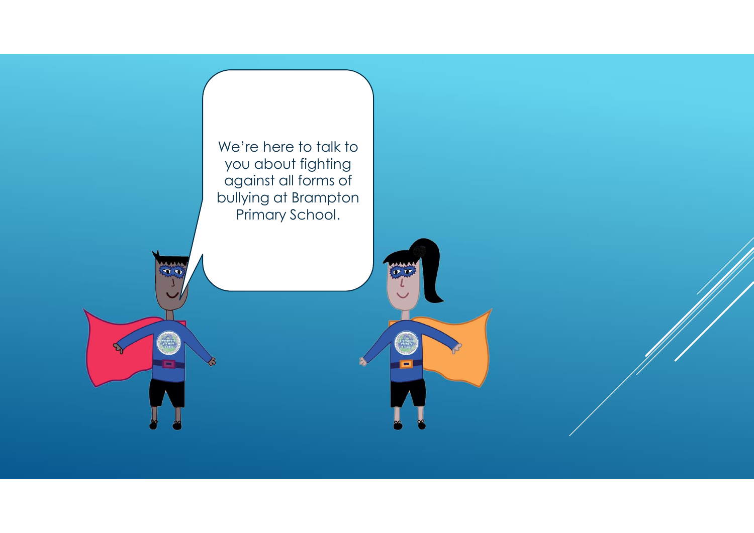We're here to talk to you about fighting against all forms of bullying at Brampton Primary School.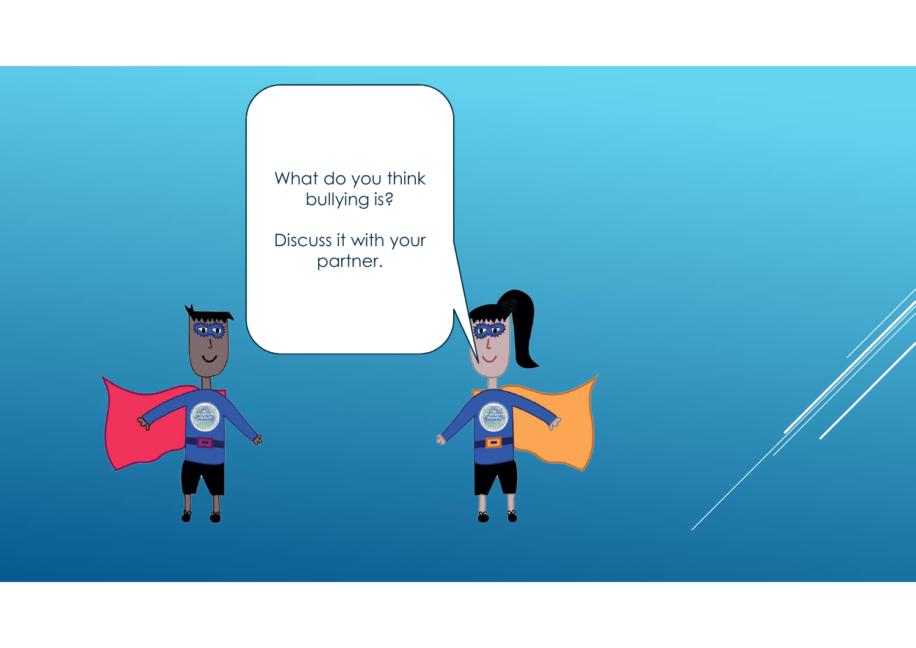What do you think bullying is?

Discuss it with your partner.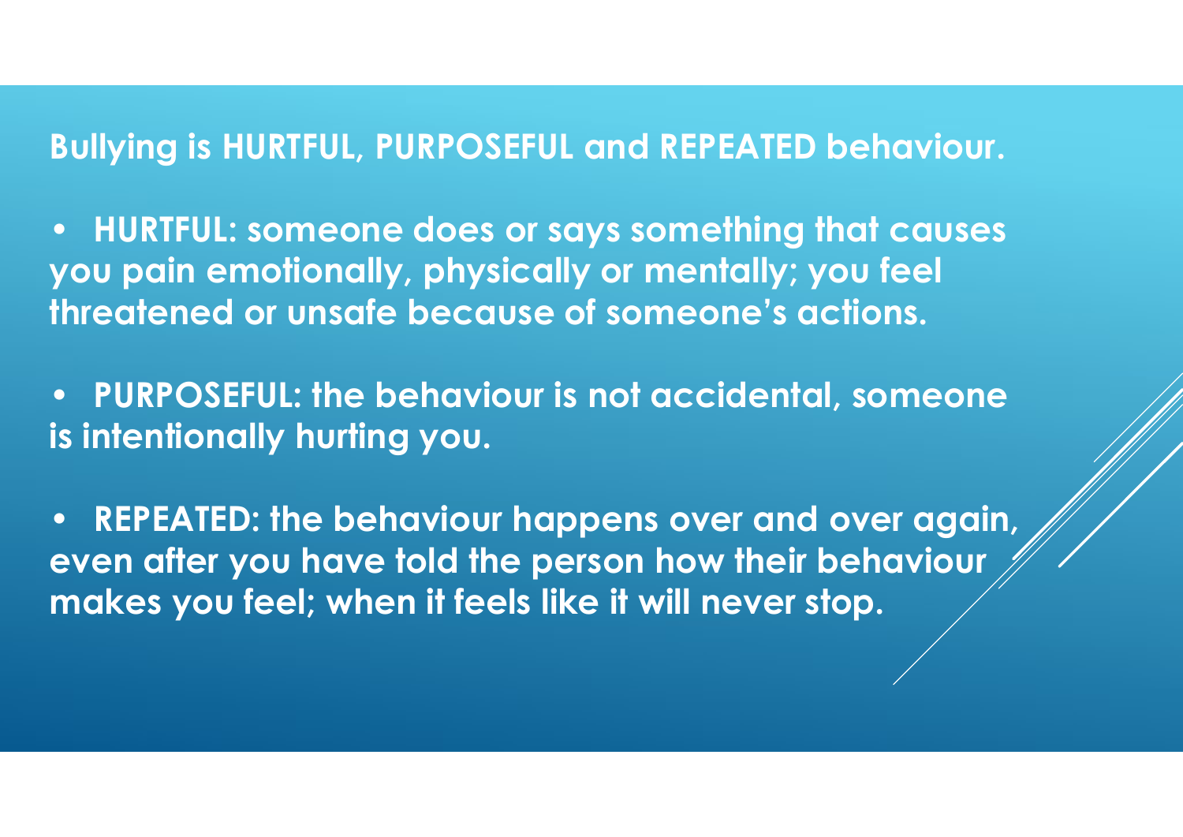**Bullying is HURTFUL, PURPOSEFUL and REPEATED behaviour.**

- **HURTFUL: someone does or says something that causes you pain emotionally, physically or mentally; you feel threatened or unsafe because of someone's actions.**
- **PURPOSEFUL: the behaviour is not accidental, someone is intentionally hurting you.**
- **REPEATED: the behaviour happens over and over again, even after you have told the person how their behaviour makes you feel; when it feels like it will never stop.**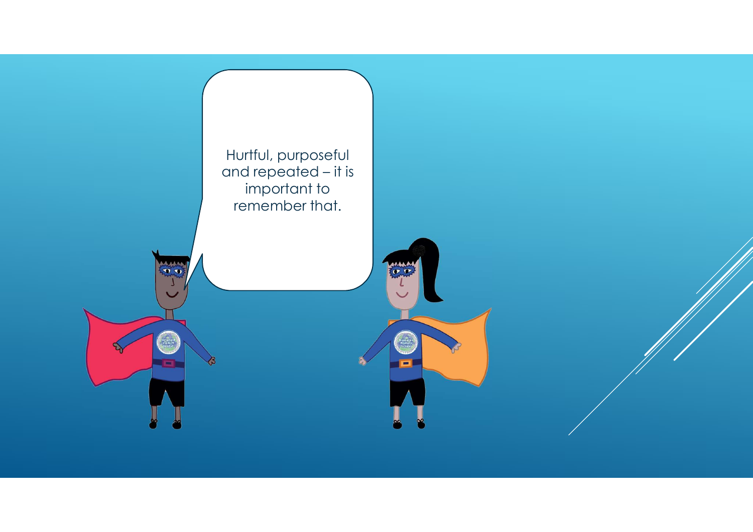Hurtful, purposeful and repeated – it is important to remember that.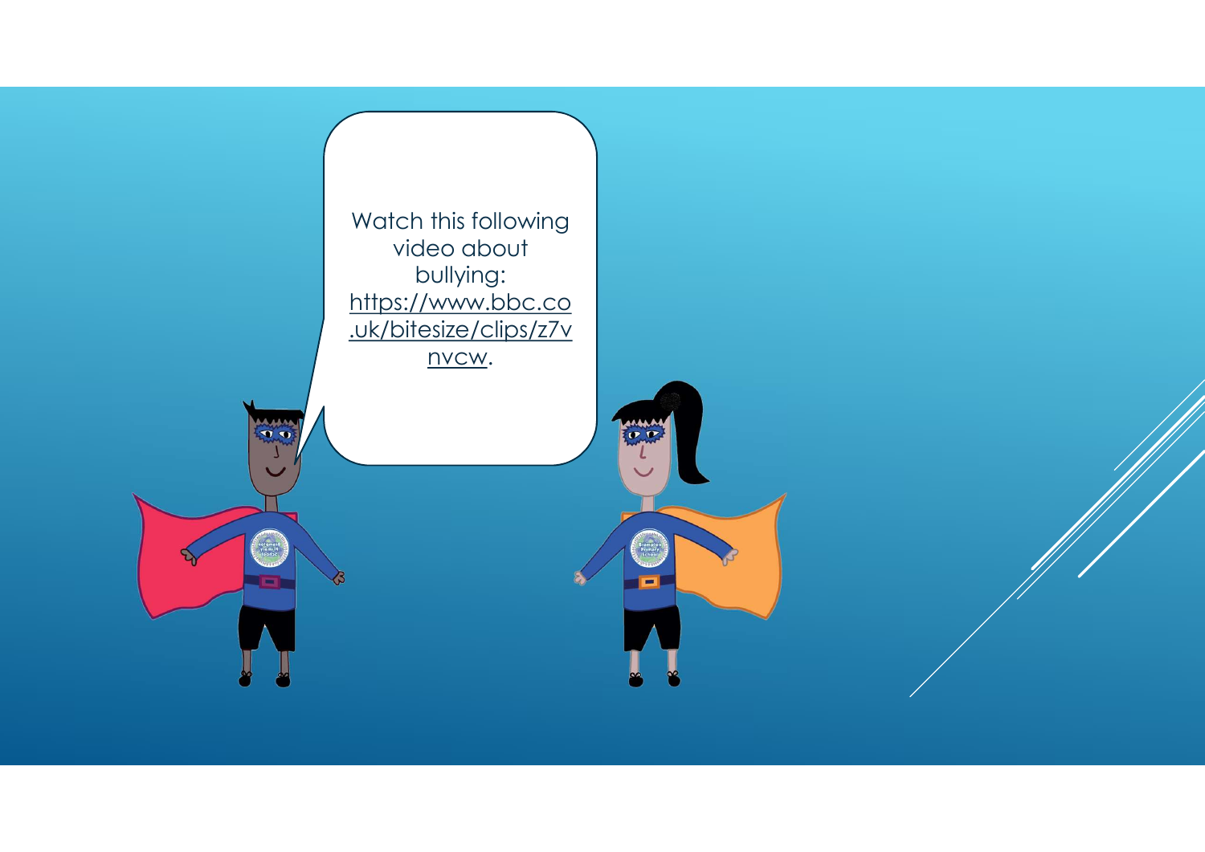Watch this following video about bullying: https://www.bbc.co.uk/bitesize/clips/z7vnvcw.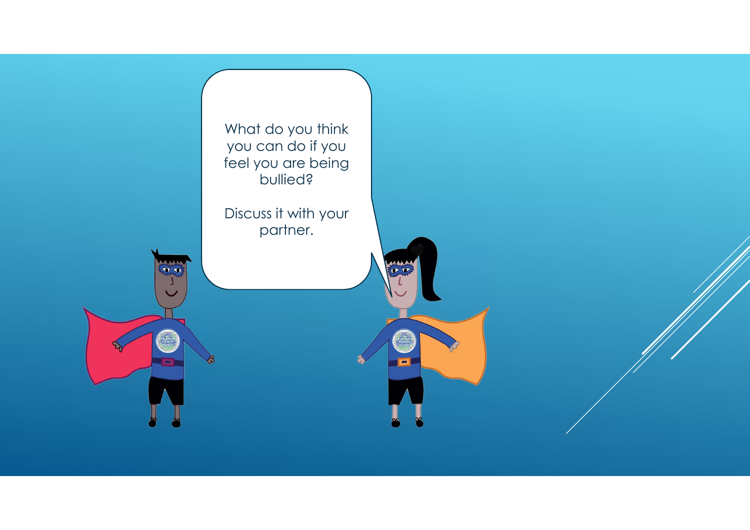What do you think you can do if you feel you are being bullied?

Discuss it with your partner.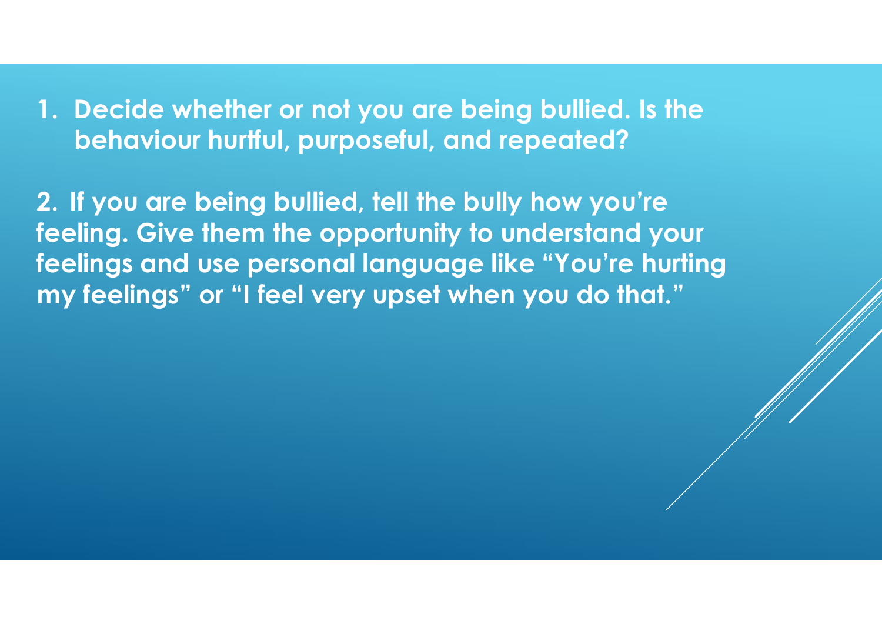1. **Decide whether or not you are being bullied. Is the behaviour hurtful, purposeful, and repeated?**

**2. If you are being bullied, tell the bully how you're feeling. Give them the opportunity to understand your feelings and use personal language like "You're hurting my feelings" or "I feel very upset when you do that."**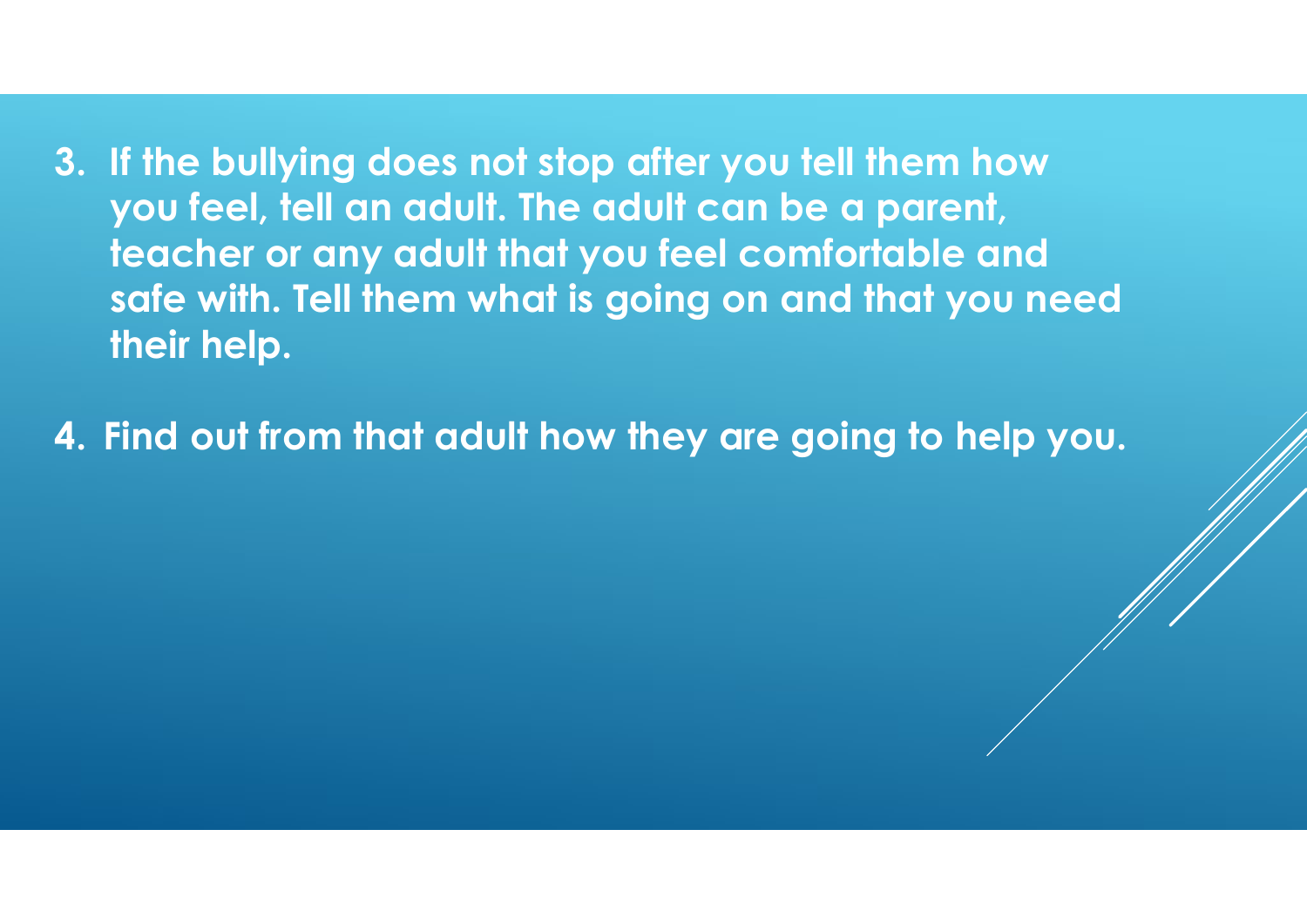3. If the bullying does not stop after you tell them how you feel, tell an adult. The adult can be a parent, teacher or any adult that you feel comfortable and safe with. Tell them what is going on and that you need their help.

4. Find out from that adult how they are going to help you.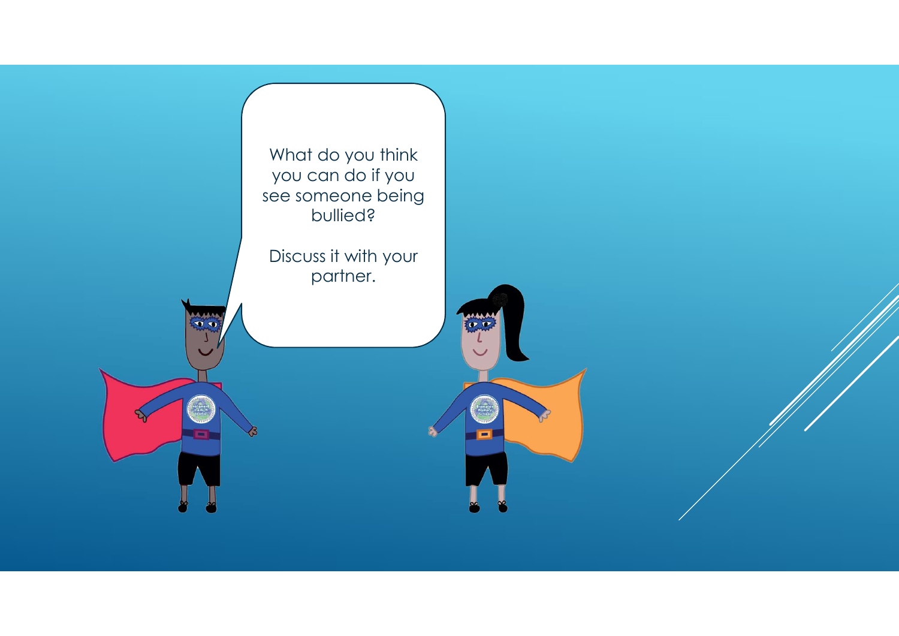What do you think you can do if you see someone being bullied?

Discuss it with your partner.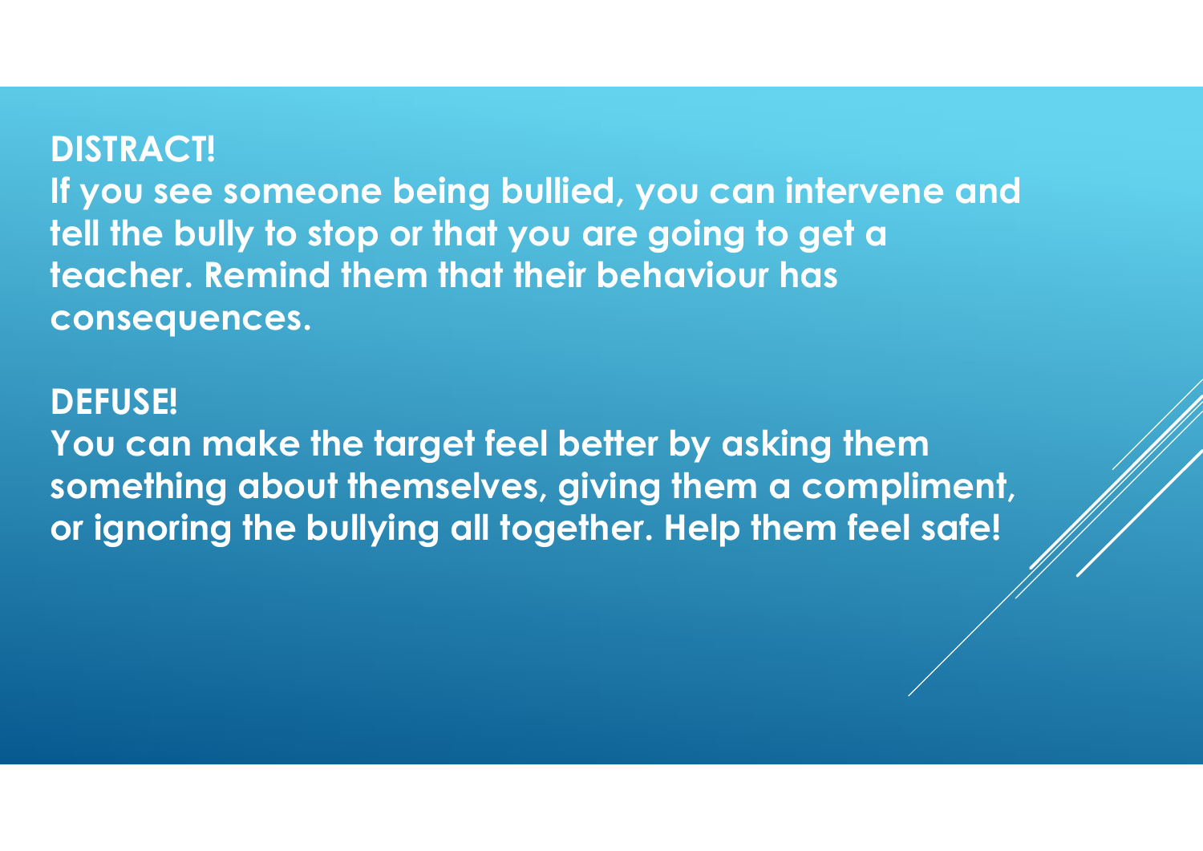**DISTRACT!**

**If you see someone being bullied, you can intervene and tell the bully to stop or that you are going to get a teacher. Remind them that their behaviour has consequences.**

**DEFUSE!**

**You can make the target feel better by asking them something about themselves, giving them a compliment, or ignoring the bullying all together. Help them feel safe!**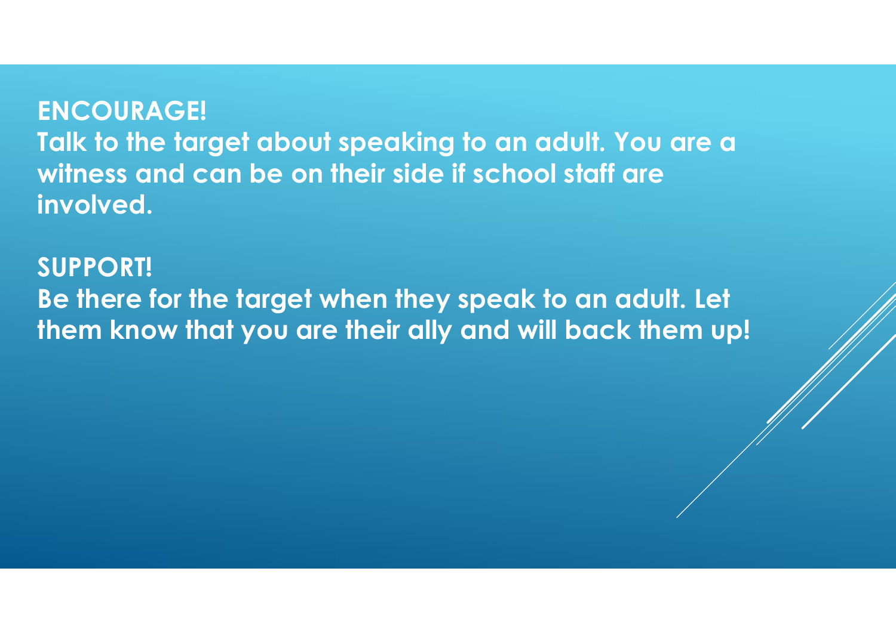**ENCOURAGE!**
**Talk to the target about speaking to an adult. You are a witness and can be on their side if school staff are involved.**

**SUPPORT!**
**Be there for the target when they speak to an adult. Let them know that you are their ally and will back them up!**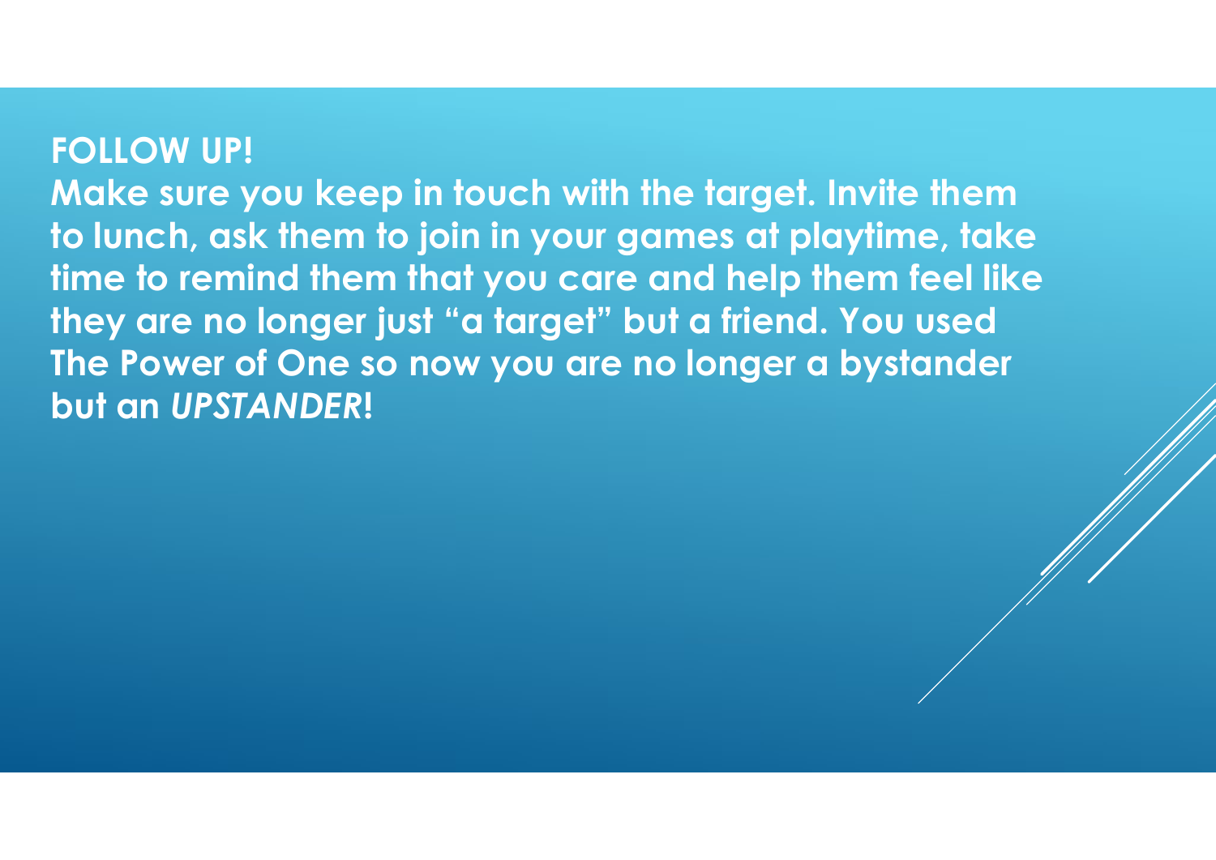## FOLLOW UP!

**Make sure you keep in touch with the target. Invite them to lunch, ask them to join in your games at playtime, take time to remind them that you care and help them feel like they are no longer just "a target" but a friend. You used The Power of One so now you are no longer a bystander but an *UPSTANDER*!**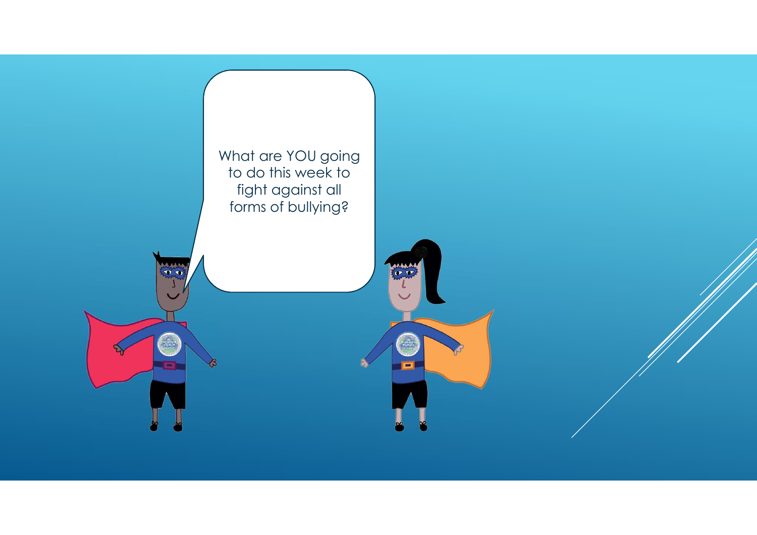What are YOU going to do this week to fight against all forms of bullying?